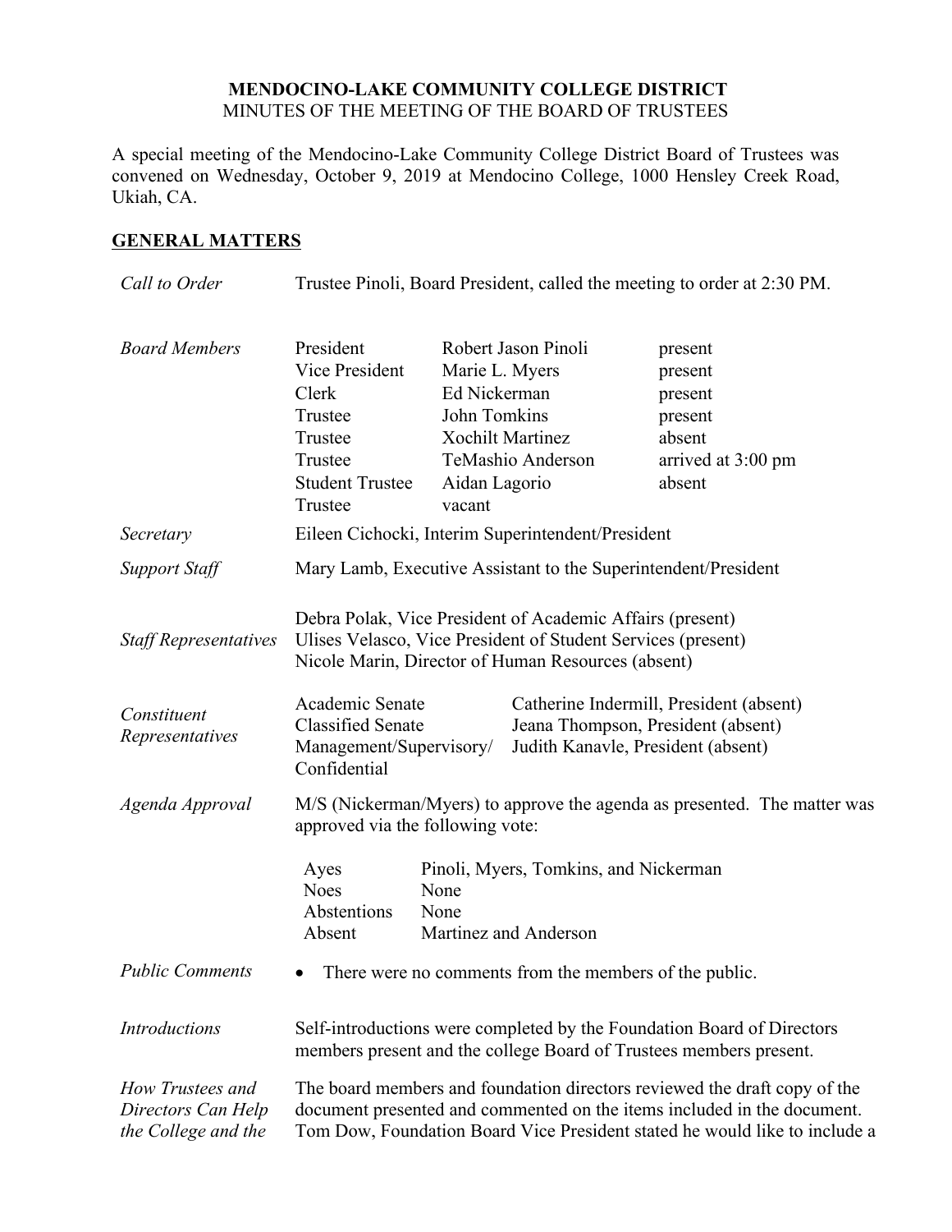# MENDOCINO-LAKE COMMUNITY COLLEGE DISTRICT

MINUTES OF THE MEETING OF THE BOARD OF TRUSTEES

A special meeting of the Mendocino-Lake Community College District Board of Trustees was convened on Wednesday, October 9, 2019 at Mendocino College, 1000 Hensley Creek Road, Ukiah, CA.

## GENERAL MATTERS

*Call to Order*

Trustee Pinoli, Board President, called the meeting to order at 2:30 PM.

*Board Members*

| | | |
|---|---|---|
| President | Robert Jason Pinoli | present |
| Vice President | Marie L. Myers | present |
| Clerk | Ed Nickerman | present |
| Trustee | John Tomkins | present |
| Trustee | Xochilt Martinez | absent |
| Trustee | TeMashio Anderson | arrived at 3:00 pm |
| Student Trustee | Aidan Lagorio | absent |
| Trustee | vacant | |

*Secretary*

Eileen Cichocki, Interim Superintendent/President

*Support Staff*

Mary Lamb, Executive Assistant to the Superintendent/President

*Staff Representatives*

Debra Polak, Vice President of Academic Affairs (present)
Ulises Velasco, Vice President of Student Services (present)
Nicole Marin, Director of Human Resources (absent)

*Constituent Representatives*

| | |
|---|---|
| Academic Senate | Catherine Indermill, President (absent) |
| Classified Senate | Jeana Thompson, President (absent) |
| Management/Supervisory/Confidential | Judith Kanavle, President (absent) |

*Agenda Approval*

M/S (Nickerman/Myers) to approve the agenda as presented. The matter was approved via the following vote:

| | |
|---|---|
| Ayes | Pinoli, Myers, Tomkins, and Nickerman |
| Noes | None |
| Abstentions | None |
| Absent | Martinez and Anderson |

*Public Comments*

- There were no comments from the members of the public.

*Introductions*

Self-introductions were completed by the Foundation Board of Directors members present and the college Board of Trustees members present.

*How Trustees and Directors Can Help the College and the*

The board members and foundation directors reviewed the draft copy of the document presented and commented on the items included in the document. Tom Dow, Foundation Board Vice President stated he would like to include a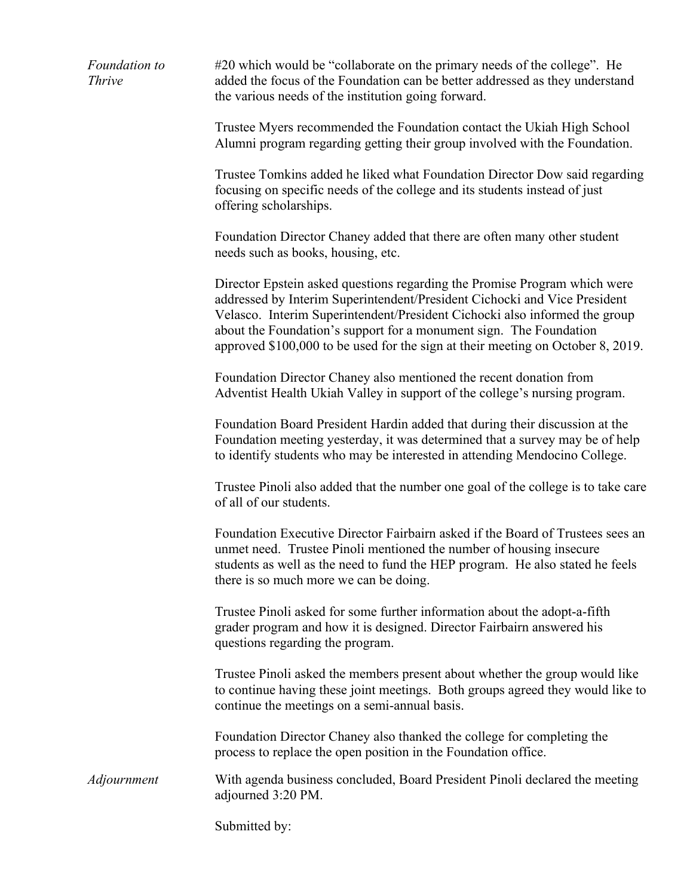*Foundation to Thrive*

#20 which would be "collaborate on the primary needs of the college". He added the focus of the Foundation can be better addressed as they understand the various needs of the institution going forward.

Trustee Myers recommended the Foundation contact the Ukiah High School Alumni program regarding getting their group involved with the Foundation.

Trustee Tomkins added he liked what Foundation Director Dow said regarding focusing on specific needs of the college and its students instead of just offering scholarships.

Foundation Director Chaney added that there are often many other student needs such as books, housing, etc.

Director Epstein asked questions regarding the Promise Program which were addressed by Interim Superintendent/President Cichocki and Vice President Velasco. Interim Superintendent/President Cichocki also informed the group about the Foundation's support for a monument sign. The Foundation approved $100,000 to be used for the sign at their meeting on October 8, 2019.

Foundation Director Chaney also mentioned the recent donation from Adventist Health Ukiah Valley in support of the college's nursing program.

Foundation Board President Hardin added that during their discussion at the Foundation meeting yesterday, it was determined that a survey may be of help to identify students who may be interested in attending Mendocino College.

Trustee Pinoli also added that the number one goal of the college is to take care of all of our students.

Foundation Executive Director Fairbairn asked if the Board of Trustees sees an unmet need. Trustee Pinoli mentioned the number of housing insecure students as well as the need to fund the HEP program. He also stated he feels there is so much more we can be doing.

Trustee Pinoli asked for some further information about the adopt-a-fifth grader program and how it is designed. Director Fairbairn answered his questions regarding the program.

Trustee Pinoli asked the members present about whether the group would like to continue having these joint meetings. Both groups agreed they would like to continue the meetings on a semi-annual basis.

Foundation Director Chaney also thanked the college for completing the process to replace the open position in the Foundation office.

*Adjournment*

With agenda business concluded, Board President Pinoli declared the meeting adjourned 3:20 PM.

Submitted by: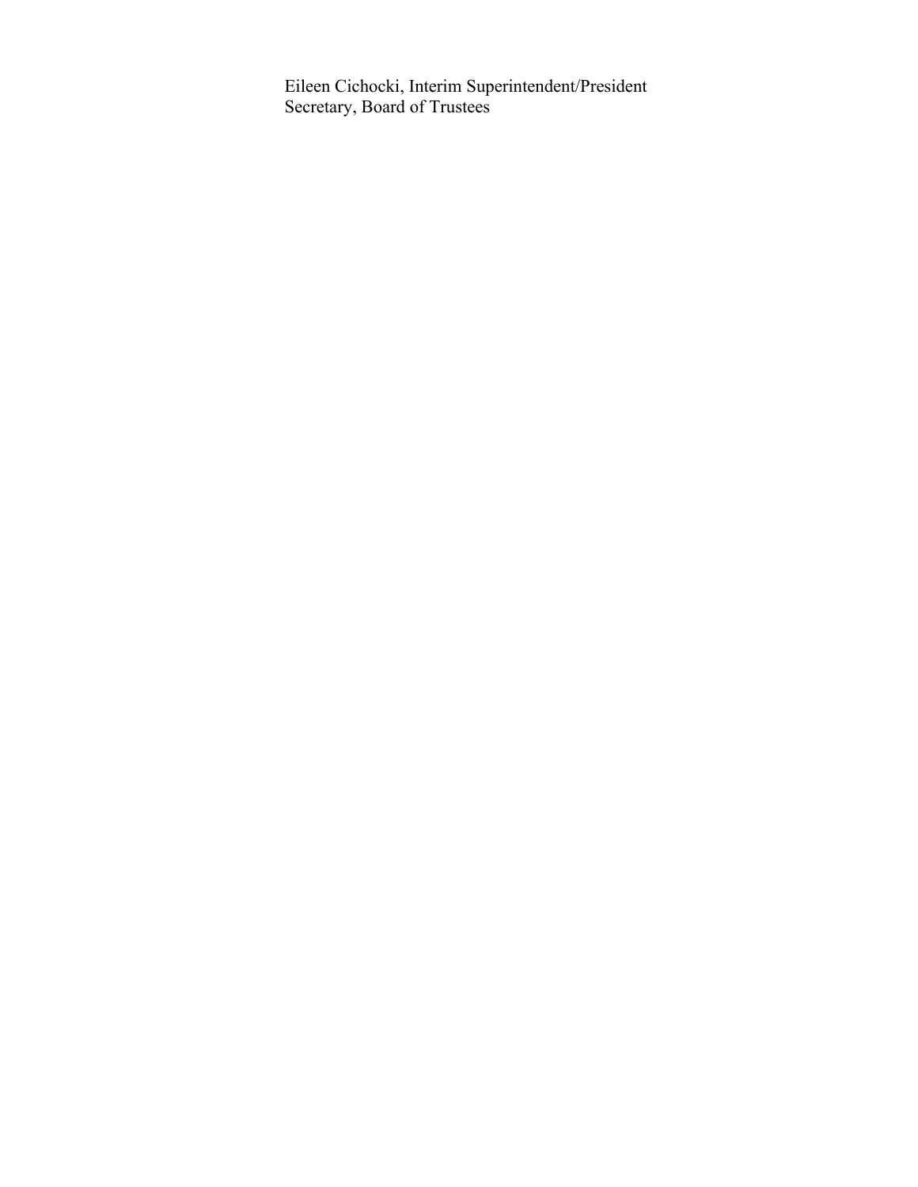Eileen Cichocki, Interim Superintendent/President
Secretary, Board of Trustees